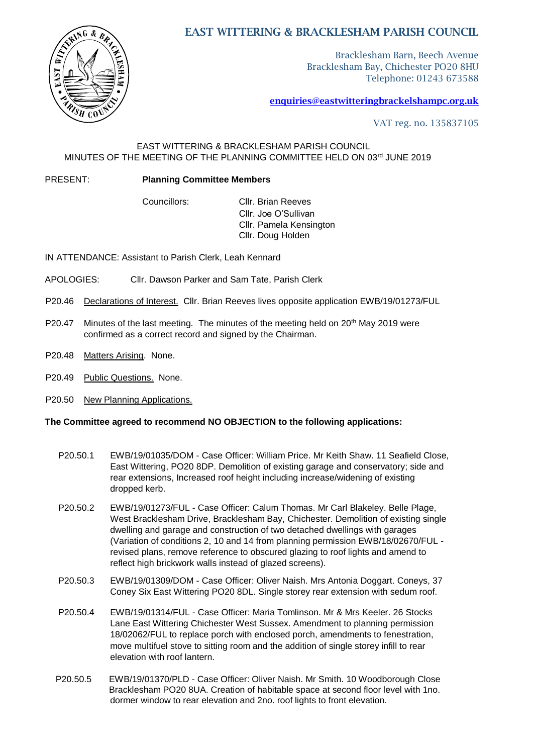# EAST WITTERING & BRACKLESHAM PARISH COUNCIL

Bracklesham Barn, Beech Avenue
Bracklesham Bay, Chichester PO20 8HU
Telephone: 01243 673588

enquiries@eastwitteringbrackelshampc.org.uk

VAT reg. no. 135837105

EAST WITTERING & BRACKLESHAM PARISH COUNCIL
MINUTES OF THE MEETING OF THE PLANNING COMMITTEE HELD ON 03rd JUNE 2019

PRESENT: **Planning Committee Members**

Councillors: Cllr. Brian Reeves
Cllr. Joe O'Sullivan
Cllr. Pamela Kensington
Cllr. Doug Holden

IN ATTENDANCE: Assistant to Parish Clerk, Leah Kennard

APOLOGIES: Cllr. Dawson Parker and Sam Tate, Parish Clerk

P20.46 Declarations of Interest. Cllr. Brian Reeves lives opposite application EWB/19/01273/FUL

P20.47 Minutes of the last meeting. The minutes of the meeting held on 20th May 2019 were confirmed as a correct record and signed by the Chairman.

P20.48 Matters Arising. None.

P20.49 Public Questions. None.

P20.50 New Planning Applications.

**The Committee agreed to recommend NO OBJECTION to the following applications:**

P20.50.1 EWB/19/01035/DOM - Case Officer: William Price. Mr Keith Shaw. 11 Seafield Close, East Wittering, PO20 8DP. Demolition of existing garage and conservatory; side and rear extensions, Increased roof height including increase/widening of existing dropped kerb.

P20.50.2 EWB/19/01273/FUL - Case Officer: Calum Thomas. Mr Carl Blakeley. Belle Plage, West Bracklesham Drive, Bracklesham Bay, Chichester. Demolition of existing single dwelling and garage and construction of two detached dwellings with garages (Variation of conditions 2, 10 and 14 from planning permission EWB/18/02670/FUL - revised plans, remove reference to obscured glazing to roof lights and amend to reflect high brickwork walls instead of glazed screens).

P20.50.3 EWB/19/01309/DOM - Case Officer: Oliver Naish. Mrs Antonia Doggart. Coneys, 37 Coney Six East Wittering PO20 8DL. Single storey rear extension with sedum roof.

P20.50.4 EWB/19/01314/FUL - Case Officer: Maria Tomlinson. Mr & Mrs Keeler. 26 Stocks Lane East Wittering Chichester West Sussex. Amendment to planning permission 18/02062/FUL to replace porch with enclosed porch, amendments to fenestration, move multifuel stove to sitting room and the addition of single storey infill to rear elevation with roof lantern.

P20.50.5 EWB/19/01370/PLD - Case Officer: Oliver Naish. Mr Smith. 10 Woodborough Close Bracklesham PO20 8UA. Creation of habitable space at second floor level with 1no. dormer window to rear elevation and 2no. roof lights to front elevation.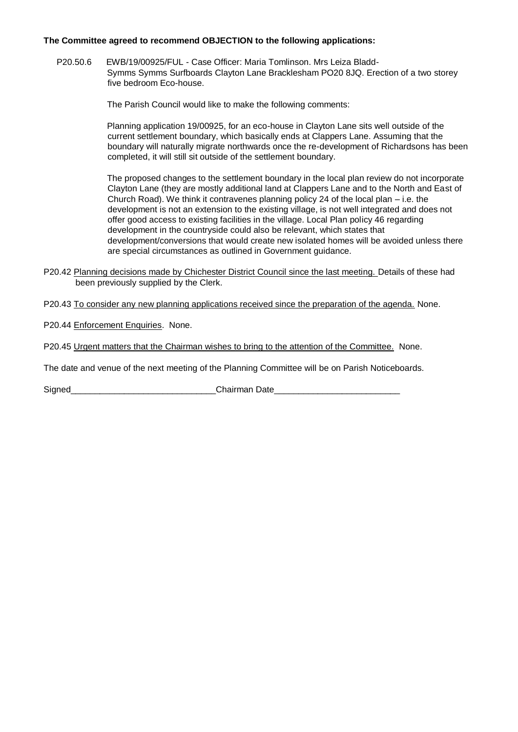**The Committee agreed to recommend OBJECTION to the following applications:**

P20.50.6 EWB/19/00925/FUL - Case Officer: Maria Tomlinson. Mrs Leiza Bladd-Symms Symms Surfboards Clayton Lane Bracklesham PO20 8JQ. Erection of a two storey five bedroom Eco-house.

The Parish Council would like to make the following comments:

Planning application 19/00925, for an eco-house in Clayton Lane sits well outside of the current settlement boundary, which basically ends at Clappers Lane. Assuming that the boundary will naturally migrate northwards once the re-development of Richardsons has been completed, it will still sit outside of the settlement boundary.

The proposed changes to the settlement boundary in the local plan review do not incorporate Clayton Lane (they are mostly additional land at Clappers Lane and to the North and East of Church Road). We think it contravenes planning policy 24 of the local plan – i.e. the development is not an extension to the existing village, is not well integrated and does not offer good access to existing facilities in the village. Local Plan policy 46 regarding development in the countryside could also be relevant, which states that development/conversions that would create new isolated homes will be avoided unless there are special circumstances as outlined in Government guidance.

P20.42 Planning decisions made by Chichester District Council since the last meeting. Details of these had been previously supplied by the Clerk.

P20.43 To consider any new planning applications received since the preparation of the agenda. None.

P20.44 Enforcement Enquiries. None.

P20.45 Urgent matters that the Chairman wishes to bring to the attention of the Committee. None.

The date and venue of the next meeting of the Planning Committee will be on Parish Noticeboards.

Signed_____________________________Chairman Date__________________________